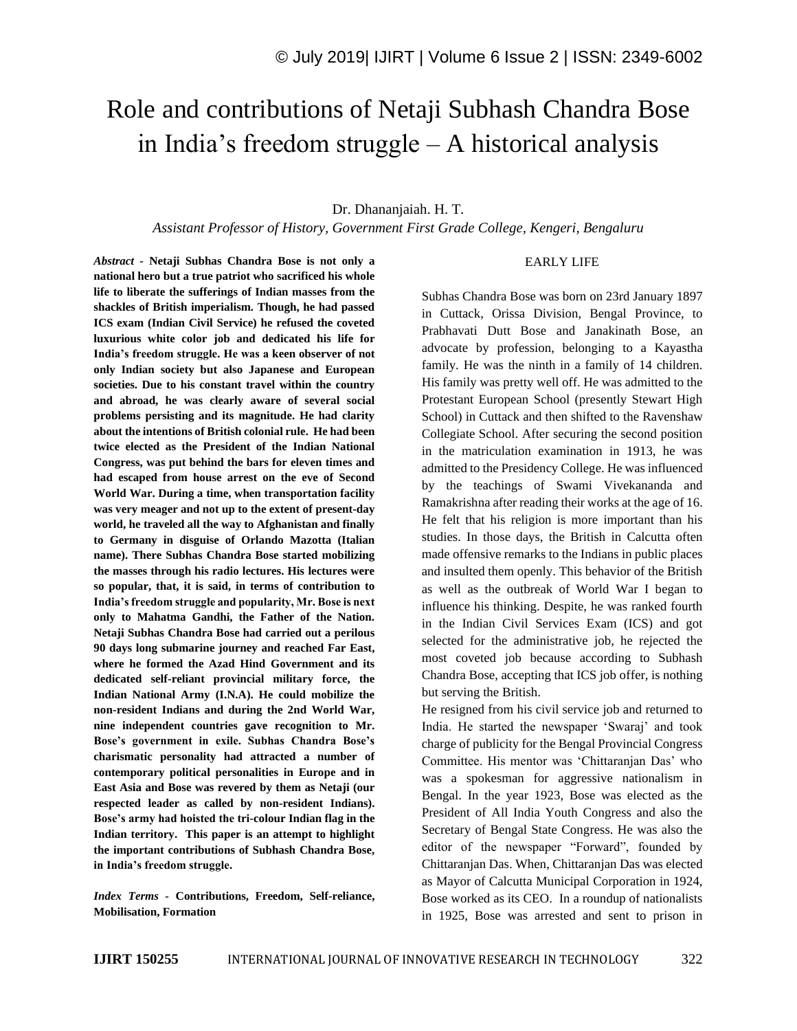# Role and contributions of Netaji Subhash Chandra Bose in India's freedom struggle – A historical analysis

Dr. Dhananjaiah. H. T.

*Assistant Professor of History, Government First Grade College, Kengeri, Bengaluru*

***Abstract*** - **Netaji Subhas Chandra Bose is not only a national hero but a true patriot who sacrificed his whole life to liberate the sufferings of Indian masses from the shackles of British imperialism. Though, he had passed ICS exam (Indian Civil Service) he refused the coveted luxurious white color job and dedicated his life for India's freedom struggle. He was a keen observer of not only Indian society but also Japanese and European societies. Due to his constant travel within the country and abroad, he was clearly aware of several social problems persisting and its magnitude. He had clarity about the intentions of British colonial rule. He had been twice elected as the President of the Indian National Congress, was put behind the bars for eleven times and had escaped from house arrest on the eve of Second World War. During a time, when transportation facility was very meager and not up to the extent of present-day world, he traveled all the way to Afghanistan and finally to Germany in disguise of Orlando Mazotta (Italian name). There Subhas Chandra Bose started mobilizing the masses through his radio lectures. His lectures were so popular, that, it is said, in terms of contribution to India's freedom struggle and popularity, Mr. Bose is next only to Mahatma Gandhi, the Father of the Nation. Netaji Subhas Chandra Bose had carried out a perilous 90 days long submarine journey and reached Far East, where he formed the Azad Hind Government and its dedicated self-reliant provincial military force, the Indian National Army (I.N.A). He could mobilize the non-resident Indians and during the 2nd World War, nine independent countries gave recognition to Mr. Bose's government in exile. Subhas Chandra Bose's charismatic personality had attracted a number of contemporary political personalities in Europe and in East Asia and Bose was revered by them as Netaji (our respected leader as called by non-resident Indians). Bose's army had hoisted the tri-colour Indian flag in the Indian territory. This paper is an attempt to highlight the important contributions of Subhash Chandra Bose, in India's freedom struggle.**

***Index Terms*** - **Contributions, Freedom, Self-reliance, Mobilisation, Formation**

## EARLY LIFE

Subhas Chandra Bose was born on 23rd January 1897 in Cuttack, Orissa Division, Bengal Province, to Prabhavati Dutt Bose and Janakinath Bose, an advocate by profession, belonging to a Kayastha family. He was the ninth in a family of 14 children. His family was pretty well off. He was admitted to the Protestant European School (presently Stewart High School) in Cuttack and then shifted to the Ravenshaw Collegiate School. After securing the second position in the matriculation examination in 1913, he was admitted to the Presidency College. He was influenced by the teachings of Swami Vivekananda and Ramakrishna after reading their works at the age of 16. He felt that his religion is more important than his studies. In those days, the British in Calcutta often made offensive remarks to the Indians in public places and insulted them openly. This behavior of the British as well as the outbreak of World War I began to influence his thinking. Despite, he was ranked fourth in the Indian Civil Services Exam (ICS) and got selected for the administrative job, he rejected the most coveted job because according to Subhash Chandra Bose, accepting that ICS job offer, is nothing but serving the British.

He resigned from his civil service job and returned to India. He started the newspaper 'Swaraj' and took charge of publicity for the Bengal Provincial Congress Committee. His mentor was 'Chittaranjan Das' who was a spokesman for aggressive nationalism in Bengal. In the year 1923, Bose was elected as the President of All India Youth Congress and also the Secretary of Bengal State Congress. He was also the editor of the newspaper "Forward", founded by Chittaranjan Das. When, Chittaranjan Das was elected as Mayor of Calcutta Municipal Corporation in 1924, Bose worked as its CEO. In a roundup of nationalists in 1925, Bose was arrested and sent to prison in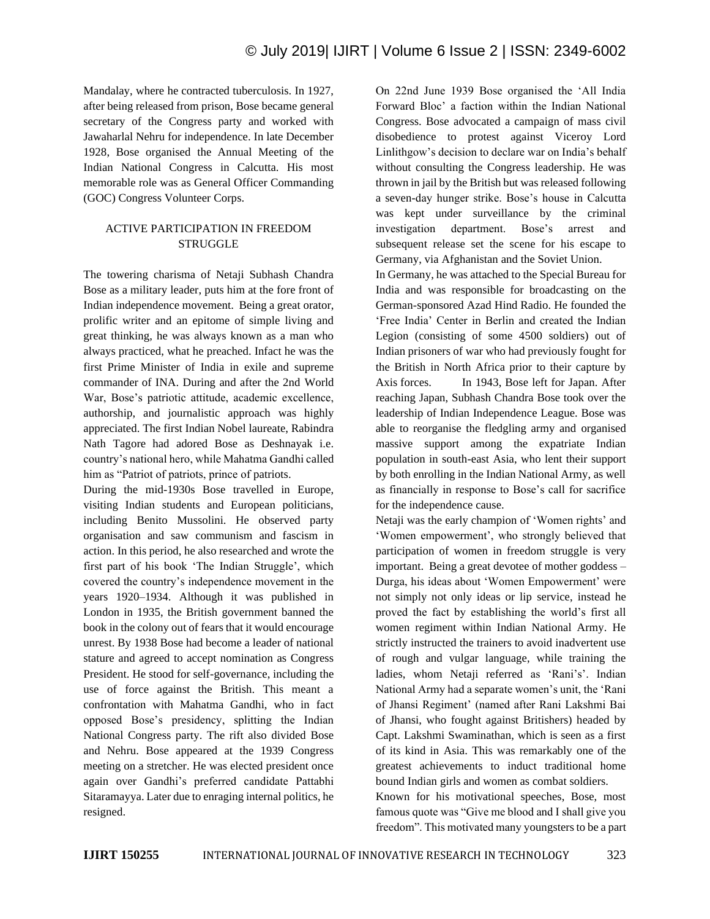Mandalay, where he contracted tuberculosis. In 1927, after being released from prison, Bose became general secretary of the Congress party and worked with Jawaharlal Nehru for independence. In late December 1928, Bose organised the Annual Meeting of the Indian National Congress in Calcutta. His most memorable role was as General Officer Commanding (GOC) Congress Volunteer Corps.

## ACTIVE PARTICIPATION IN FREEDOM STRUGGLE

The towering charisma of Netaji Subhash Chandra Bose as a military leader, puts him at the fore front of Indian independence movement. Being a great orator, prolific writer and an epitome of simple living and great thinking, he was always known as a man who always practiced, what he preached. Infact he was the first Prime Minister of India in exile and supreme commander of INA. During and after the 2nd World War, Bose's patriotic attitude, academic excellence, authorship, and journalistic approach was highly appreciated. The first Indian Nobel laureate, Rabindra Nath Tagore had adored Bose as Deshnayak i.e. country's national hero, while Mahatma Gandhi called him as "Patriot of patriots, prince of patriots.

During the mid-1930s Bose travelled in Europe, visiting Indian students and European politicians, including Benito Mussolini. He observed party organisation and saw communism and fascism in action. In this period, he also researched and wrote the first part of his book 'The Indian Struggle', which covered the country's independence movement in the years 1920–1934. Although it was published in London in 1935, the British government banned the book in the colony out of fears that it would encourage unrest. By 1938 Bose had become a leader of national stature and agreed to accept nomination as Congress President. He stood for self-governance, including the use of force against the British. This meant a confrontation with Mahatma Gandhi, who in fact opposed Bose's presidency, splitting the Indian National Congress party. The rift also divided Bose and Nehru. Bose appeared at the 1939 Congress meeting on a stretcher. He was elected president once again over Gandhi's preferred candidate Pattabhi Sitaramayya. Later due to enraging internal politics, he resigned.

On 22nd June 1939 Bose organised the 'All India Forward Bloc' a faction within the Indian National Congress. Bose advocated a campaign of mass civil disobedience to protest against Viceroy Lord Linlithgow's decision to declare war on India's behalf without consulting the Congress leadership. He was thrown in jail by the British but was released following a seven-day hunger strike. Bose's house in Calcutta was kept under surveillance by the criminal investigation department. Bose's arrest and subsequent release set the scene for his escape to Germany, via Afghanistan and the Soviet Union.

In Germany, he was attached to the Special Bureau for India and was responsible for broadcasting on the German-sponsored Azad Hind Radio. He founded the 'Free India' Center in Berlin and created the Indian Legion (consisting of some 4500 soldiers) out of Indian prisoners of war who had previously fought for the British in North Africa prior to their capture by Axis forces. In 1943, Bose left for Japan. After reaching Japan, Subhash Chandra Bose took over the leadership of Indian Independence League. Bose was able to reorganise the fledgling army and organised massive support among the expatriate Indian population in south-east Asia, who lent their support by both enrolling in the Indian National Army, as well as financially in response to Bose's call for sacrifice for the independence cause.

Netaji was the early champion of 'Women rights' and 'Women empowerment', who strongly believed that participation of women in freedom struggle is very important. Being a great devotee of mother goddess – Durga, his ideas about 'Women Empowerment' were not simply not only ideas or lip service, instead he proved the fact by establishing the world's first all women regiment within Indian National Army. He strictly instructed the trainers to avoid inadvertent use of rough and vulgar language, while training the ladies, whom Netaji referred as 'Rani's'. Indian National Army had a separate women's unit, the 'Rani of Jhansi Regiment' (named after Rani Lakshmi Bai of Jhansi, who fought against Britishers) headed by Capt. Lakshmi Swaminathan, which is seen as a first of its kind in Asia. This was remarkably one of the greatest achievements to induct traditional home bound Indian girls and women as combat soldiers.

Known for his motivational speeches, Bose, most famous quote was "Give me blood and I shall give you freedom". This motivated many youngsters to be a part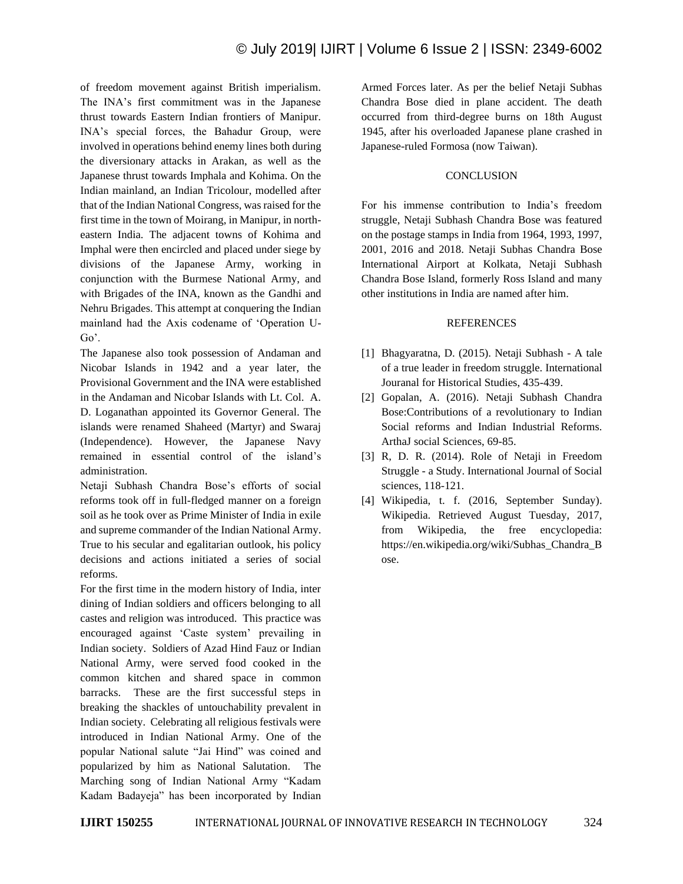of freedom movement against British imperialism. The INA's first commitment was in the Japanese thrust towards Eastern Indian frontiers of Manipur. INA's special forces, the Bahadur Group, were involved in operations behind enemy lines both during the diversionary attacks in Arakan, as well as the Japanese thrust towards Imphala and Kohima. On the Indian mainland, an Indian Tricolour, modelled after that of the Indian National Congress, was raised for the first time in the town of Moirang, in Manipur, in north-eastern India. The adjacent towns of Kohima and Imphal were then encircled and placed under siege by divisions of the Japanese Army, working in conjunction with the Burmese National Army, and with Brigades of the INA, known as the Gandhi and Nehru Brigades. This attempt at conquering the Indian mainland had the Axis codename of 'Operation U-Go'.

The Japanese also took possession of Andaman and Nicobar Islands in 1942 and a year later, the Provisional Government and the INA were established in the Andaman and Nicobar Islands with Lt. Col. A. D. Loganathan appointed its Governor General. The islands were renamed Shaheed (Martyr) and Swaraj (Independence). However, the Japanese Navy remained in essential control of the island's administration.

Netaji Subhash Chandra Bose's efforts of social reforms took off in full-fledged manner on a foreign soil as he took over as Prime Minister of India in exile and supreme commander of the Indian National Army. True to his secular and egalitarian outlook, his policy decisions and actions initiated a series of social reforms.

For the first time in the modern history of India, inter dining of Indian soldiers and officers belonging to all castes and religion was introduced. This practice was encouraged against 'Caste system' prevailing in Indian society. Soldiers of Azad Hind Fauz or Indian National Army, were served food cooked in the common kitchen and shared space in common barracks. These are the first successful steps in breaking the shackles of untouchability prevalent in Indian society. Celebrating all religious festivals were introduced in Indian National Army. One of the popular National salute "Jai Hind" was coined and popularized by him as National Salutation. The Marching song of Indian National Army "Kadam Kadam Badayeja" has been incorporated by Indian Armed Forces later. As per the belief Netaji Subhas Chandra Bose died in plane accident. The death occurred from third-degree burns on 18th August 1945, after his overloaded Japanese plane crashed in Japanese-ruled Formosa (now Taiwan).

## CONCLUSION

For his immense contribution to India's freedom struggle, Netaji Subhash Chandra Bose was featured on the postage stamps in India from 1964, 1993, 1997, 2001, 2016 and 2018. Netaji Subhas Chandra Bose International Airport at Kolkata, Netaji Subhash Chandra Bose Island, formerly Ross Island and many other institutions in India are named after him.

## REFERENCES

[1] Bhagyaratna, D. (2015). Netaji Subhash - A tale of a true leader in freedom struggle. International Jouranal for Historical Studies, 435-439.

[2] Gopalan, A. (2016). Netaji Subhash Chandra Bose:Contributions of a revolutionary to Indian Social reforms and Indian Industrial Reforms. ArthaJ social Sciences, 69-85.

[3] R, D. R. (2014). Role of Netaji in Freedom Struggle - a Study. International Journal of Social sciences, 118-121.

[4] Wikipedia, t. f. (2016, September Sunday). Wikipedia. Retrieved August Tuesday, 2017, from Wikipedia, the free encyclopedia: https://en.wikipedia.org/wiki/Subhas_Chandra_Bose.